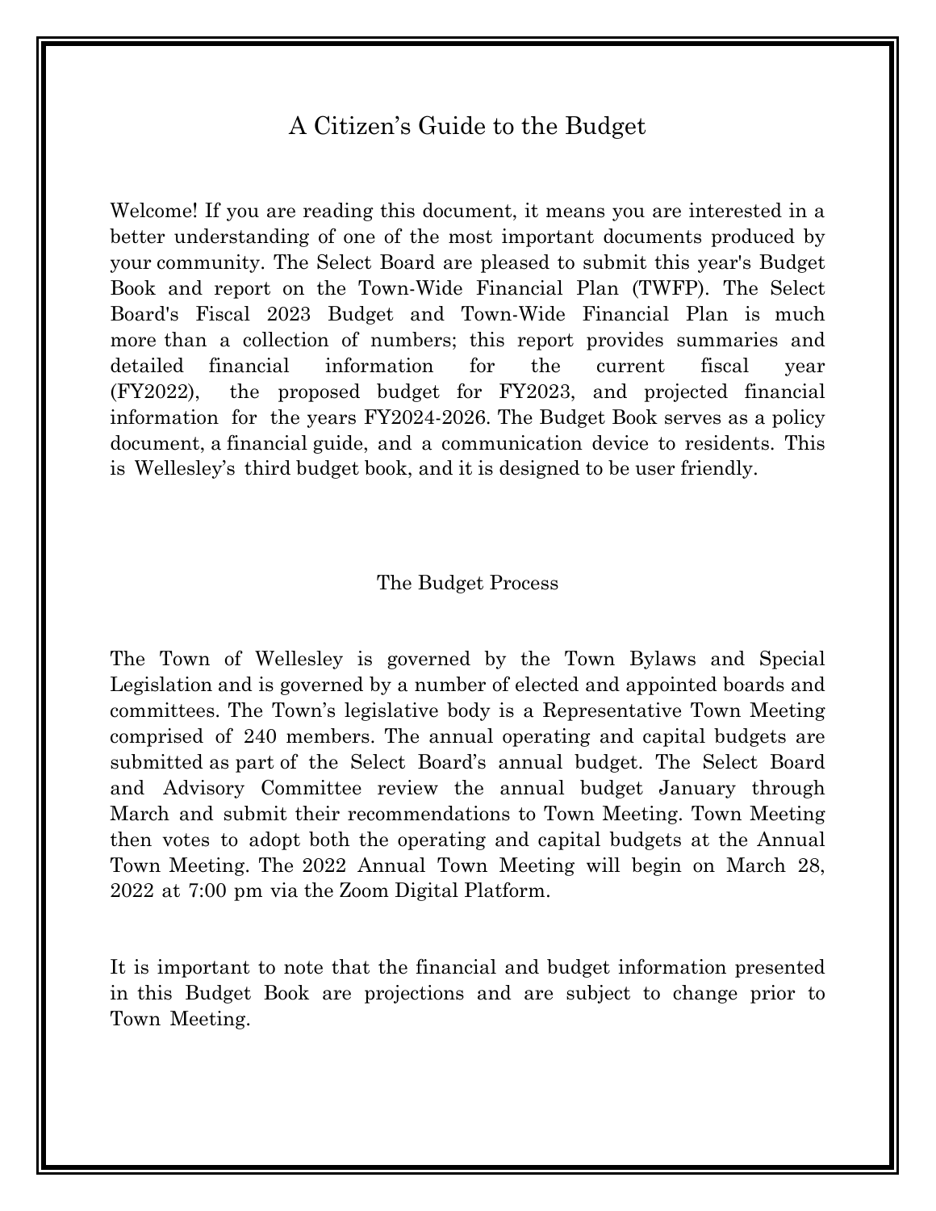# A Citizen's Guide to the Budget

Welcome! If you are reading this document, it means you are interested in a better understanding of one of the most important documents produced by your community. The Select Board are pleased to submit this year's Budget Book and report on the Town-Wide Financial Plan (TWFP). The Select Board's Fiscal 2023 Budget and Town-Wide Financial Plan is much more than a collection of numbers; this report provides summaries and detailed financial information for the current fiscal year (FY2022), the proposed budget for FY2023, and projected financial information for the years FY2024-2026. The Budget Book serves as a policy document, a financial guide, and a communication device to residents. This is Wellesley's third budget book, and it is designed to be user friendly.

## The Budget Process

The Town of Wellesley is governed by the Town Bylaws and Special Legislation and is governed by a number of elected and appointed boards and committees. The Town's legislative body is a Representative Town Meeting comprised of 240 members. The annual operating and capital budgets are submitted as part of the Select Board's annual budget. The Select Board and Advisory Committee review the annual budget January through March and submit their recommendations to Town Meeting. Town Meeting then votes to adopt both the operating and capital budgets at the Annual Town Meeting. The 2022 Annual Town Meeting will begin on March 28, 2022 at 7:00 pm via the Zoom Digital Platform.

It is important to note that the financial and budget information presented in this Budget Book are projections and are subject to change prior to Town Meeting.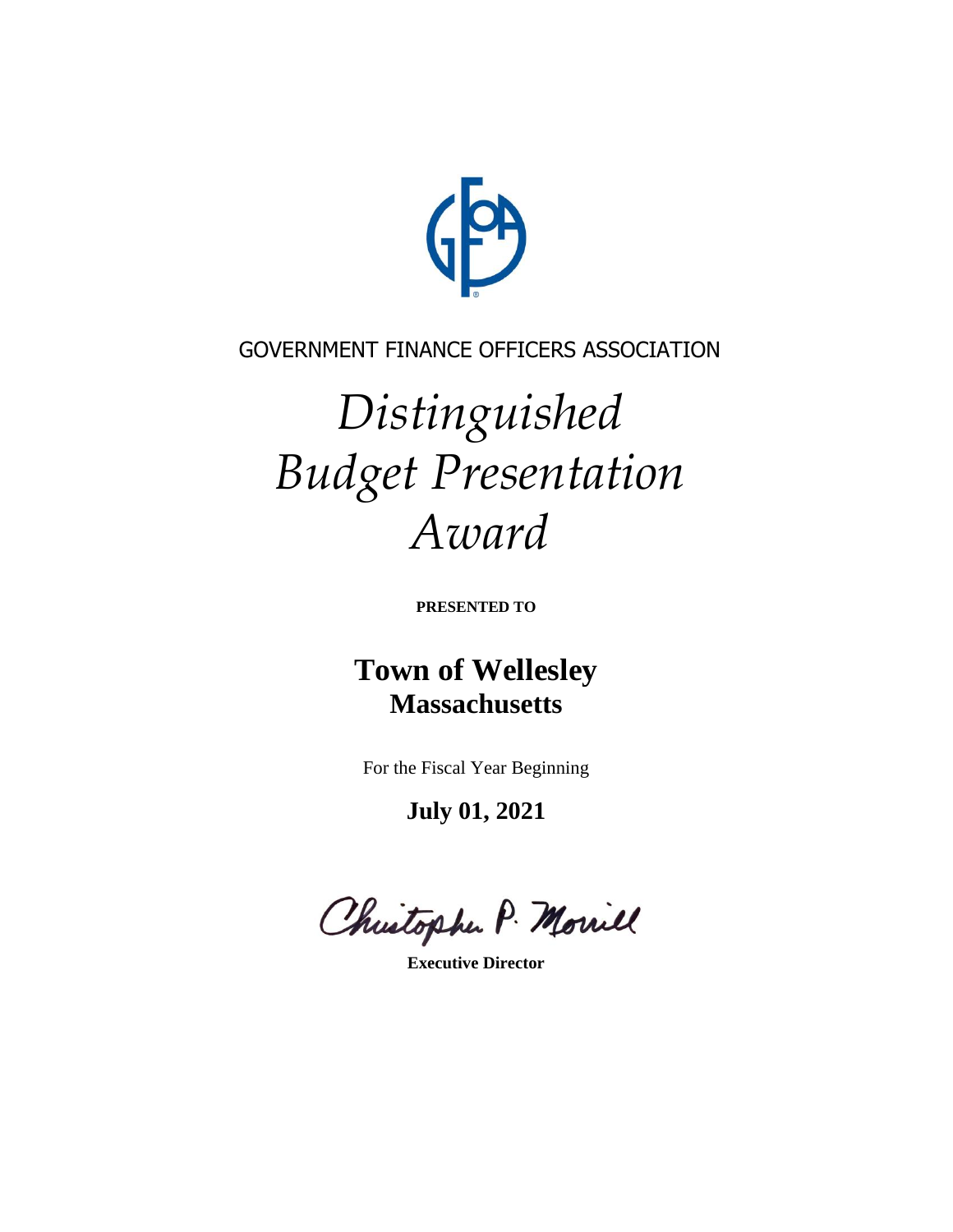GOVERNMENT FINANCE OFFICERS ASSOCIATION

# *Distinguished Budget Presentation Award*

**PRESENTED TO**

## Town of Wellesley
### Massachusetts

For the Fiscal Year Beginning

**July 01, 2021**

Christopher P. Morrill

**Executive Director**